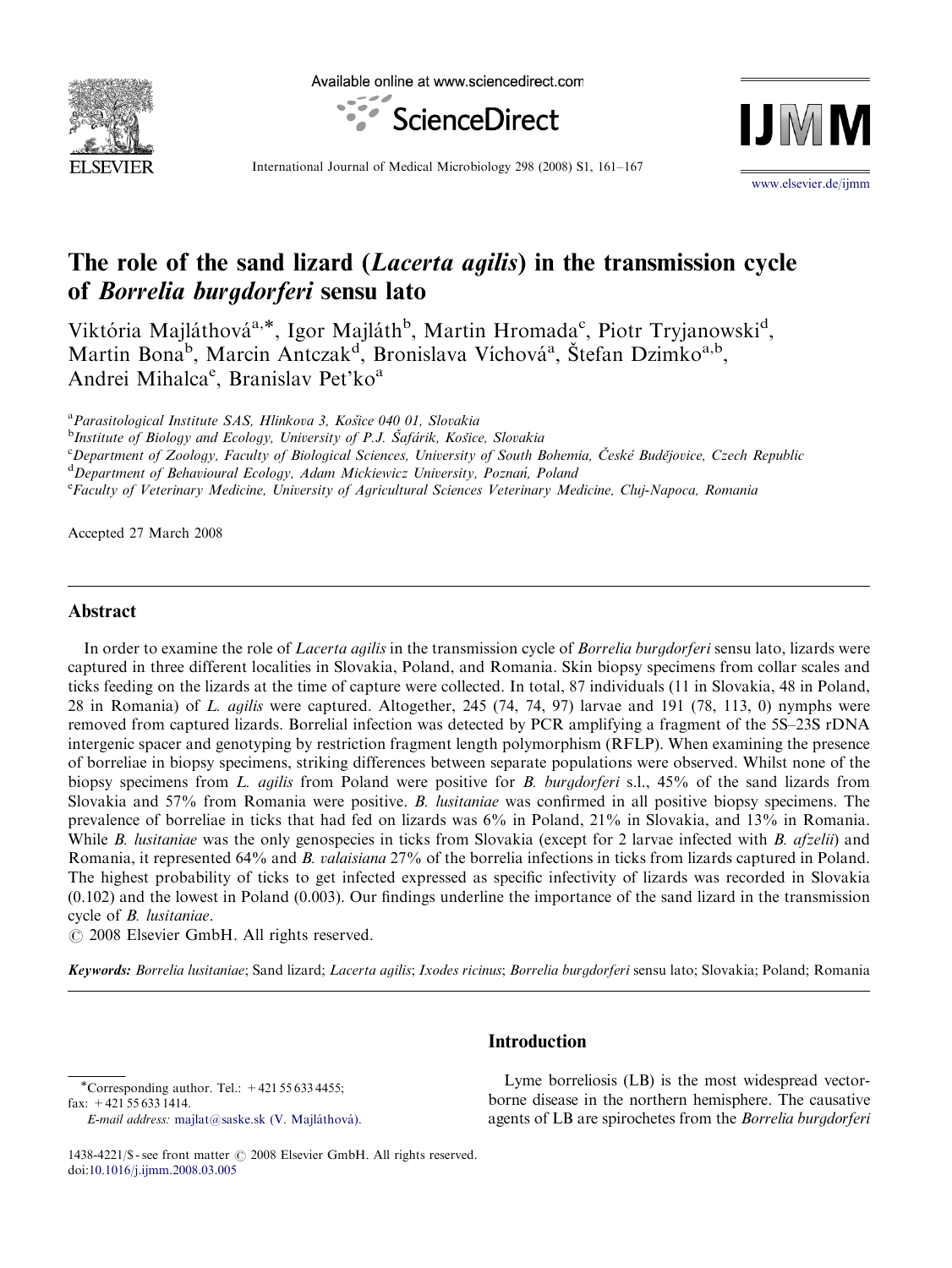# The role of the sand lizard (*Lacerta agilis*) in the transmission cycle of *Borrelia burgdorferi* sensu lato

Viktória Majláthová[a,*], Igor Majláth[b], Martin Hromada[c], Piotr Tryjanowski[d], Martin Bona[b], Marcin Antczak[d], Bronislava Víchová[a], Štefan Dzimko[a,b], Andrei Mihalca[e], Branislav Pet'ko[a]

[a] Parasitological Institute SAS, Hlinkova 3, Košice 040 01, Slovakia

[b] Institute of Biology and Ecology, University of P.J. Šafárik, Košice, Slovakia

[c] Department of Zoology, Faculty of Biological Sciences, University of South Bohemia, České Budějovice, Czech Republic

[d] Department of Behavioural Ecology, Adam Mickiewicz University, Poznań, Poland

[e] Faculty of Veterinary Medicine, University of Agricultural Sciences Veterinary Medicine, Cluj-Napoca, Romania

Accepted 27 March 2008

## Abstract

In order to examine the role of *Lacerta agilis* in the transmission cycle of *Borrelia burgdorferi* sensu lato, lizards were captured in three different localities in Slovakia, Poland, and Romania. Skin biopsy specimens from collar scales and ticks feeding on the lizards at the time of capture were collected. In total, 87 individuals (11 in Slovakia, 48 in Poland, 28 in Romania) of *L. agilis* were captured. Altogether, 245 (74, 74, 97) larvae and 191 (78, 113, 0) nymphs were removed from captured lizards. Borrelial infection was detected by PCR amplifying a fragment of the 5S–23S rDNA intergenic spacer and genotyping by restriction fragment length polymorphism (RFLP). When examining the presence of borreliae in biopsy specimens, striking differences between separate populations were observed. Whilst none of the biopsy specimens from *L. agilis* from Poland were positive for *B. burgdorferi* s.l., 45% of the sand lizards from Slovakia and 57% from Romania were positive. *B. lusitaniae* was confirmed in all positive biopsy specimens. The prevalence of borreliae in ticks that had fed on lizards was 6% in Poland, 21% in Slovakia, and 13% in Romania. While *B. lusitaniae* was the only genospecies in ticks from Slovakia (except for 2 larvae infected with *B. afzelii*) and Romania, it represented 64% and *B. valaisiana* 27% of the borrelia infections in ticks from lizards captured in Poland. The highest probability of ticks to get infected expressed as specific infectivity of lizards was recorded in Slovakia (0.102) and the lowest in Poland (0.003). Our findings underline the importance of the sand lizard in the transmission cycle of *B. lusitaniae*.

© 2008 Elsevier GmbH. All rights reserved.

**Keywords:** *Borrelia lusitaniae*; Sand lizard; *Lacerta agilis*; *Ixodes ricinus*; *Borrelia burgdorferi* sensu lato; Slovakia; Poland; Romania

## Introduction

Lyme borreliosis (LB) is the most widespread vector-borne disease in the northern hemisphere. The causative agents of LB are spirochetes from the *Borrelia burgdorferi*

*Corresponding author. Tel.: +421 55 633 4455; fax: +421 55 633 1414.
*E-mail address:* majlat@saske.sk (V. Majláthová).

1438-4221/$ - see front matter © 2008 Elsevier GmbH. All rights reserved.
doi:10.1016/j.ijmm.2008.03.005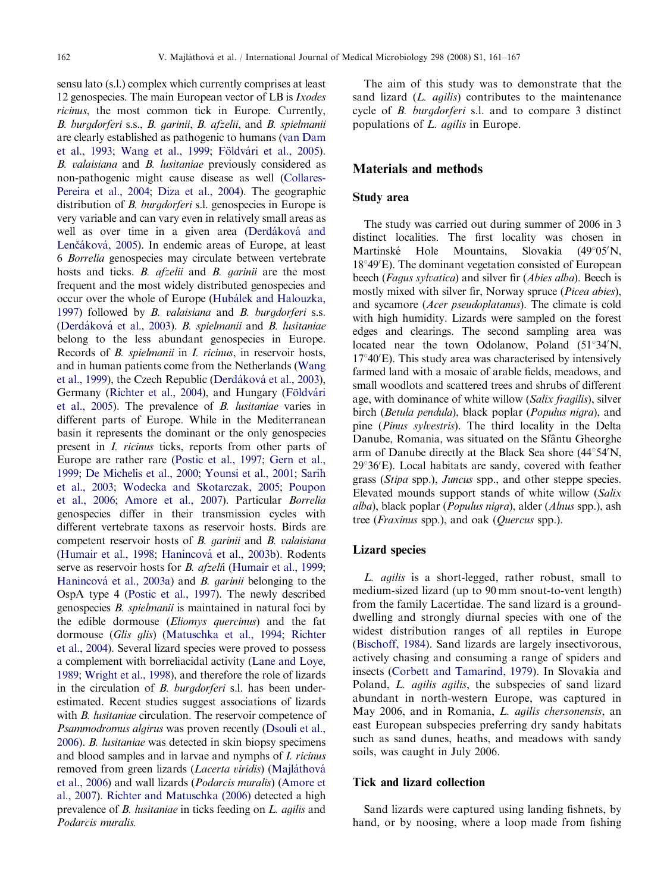sensu lato (s.l.) complex which currently comprises at least 12 genospecies. The main European vector of LB is *Ixodes ricinus*, the most common tick in Europe. Currently, *B. burgdorferi* s.s., *B. garinii*, *B. afzelii*, and *B. spielmanii* are clearly established as pathogenic to humans (van Dam et al., 1993; Wang et al., 1999; Földvári et al., 2005). *B. valaisiana* and *B. lusitaniae* previously considered as non-pathogenic might cause disease as well (Collares-Pereira et al., 2004; Diza et al., 2004). The geographic distribution of *B. burgdorferi* s.l. genospecies in Europe is very variable and can vary even in relatively small areas as well as over time in a given area (Derdáková and Lenčáková, 2005). In endemic areas of Europe, at least 6 *Borrelia* genospecies may circulate between vertebrate hosts and ticks. *B. afzelii* and *B. garinii* are the most frequent and the most widely distributed genospecies and occur over the whole of Europe (Hubálek and Halouzka, 1997) followed by *B. valaisiana* and *B. burgdorferi* s.s. (Derdáková et al., 2003). *B. spielmanii* and *B. lusitaniae* belong to the less abundant genospecies in Europe. Records of *B. spielmanii* in *I. ricinus*, in reservoir hosts, and in human patients come from the Netherlands (Wang et al., 1999), the Czech Republic (Derdáková et al., 2003), Germany (Richter et al., 2004), and Hungary (Földvári et al., 2005). The prevalence of *B. lusitaniae* varies in different parts of Europe. While in the Mediterranean basin it represents the dominant or the only genospecies present in *I. ricinus* ticks, reports from other parts of Europe are rather rare (Postic et al., 1997; Gern et al., 1999; De Michelis et al., 2000; Younsi et al., 2001; Sarih et al., 2003; Wodecka and Skotarczak, 2005; Poupon et al., 2006; Amore et al., 2007). Particular *Borrelia* genospecies differ in their transmission cycles with different vertebrate taxons as reservoir hosts. Birds are competent reservoir hosts of *B. garinii* and *B. valaisiana* (Humair et al., 1998; Hanincová et al., 2003b). Rodents serve as reservoir hosts for *B. afzelii* (Humair et al., 1999; Hanincová et al., 2003a) and *B. garinii* belonging to the OspA type 4 (Postic et al., 1997). The newly described genospecies *B. spielmanii* is maintained in natural foci by the edible dormouse (*Eliomys quercinus*) and the fat dormouse (*Glis glis*) (Matuschka et al., 1994; Richter et al., 2004). Several lizard species were proved to possess a complement with borreliacidal activity (Lane and Loye, 1989; Wright et al., 1998), and therefore the role of lizards in the circulation of *B. burgdorferi* s.l. has been underestimated. Recent studies suggest associations of lizards with *B. lusitaniae* circulation. The reservoir competence of *Psammodromus algirus* was proven recently (Dsouli et al., 2006). *B. lusitaniae* was detected in skin biopsy specimens and blood samples and in larvae and nymphs of *I. ricinus* removed from green lizards (*Lacerta viridis*) (Majláthová et al., 2006) and wall lizards (*Podarcis muralis*) (Amore et al., 2007). Richter and Matuschka (2006) detected a high prevalence of *B. lusitaniae* in ticks feeding on *L. agilis* and *Podarcis muralis.*

The aim of this study was to demonstrate that the sand lizard (*L. agilis*) contributes to the maintenance cycle of *B. burgdorferi* s.l. and to compare 3 distinct populations of *L. agilis* in Europe.

## Materials and methods

### Study area

The study was carried out during summer of 2006 in 3 distinct localities. The first locality was chosen in Martinské Hole Mountains, Slovakia (49°05′N, 18°49′E). The dominant vegetation consisted of European beech (*Fagus sylvatica*) and silver fir (*Abies alba*). Beech is mostly mixed with silver fir, Norway spruce (*Picea abies*), and sycamore (*Acer pseudoplatanus*). The climate is cold with high humidity. Lizards were sampled on the forest edges and clearings. The second sampling area was located near the town Odolanow, Poland (51°34′N, 17°40′E). This study area was characterised by intensively farmed land with a mosaic of arable fields, meadows, and small woodlots and scattered trees and shrubs of different age, with dominance of white willow (*Salix fragilis*), silver birch (*Betula pendula*), black poplar (*Populus nigra*), and pine (*Pinus sylvestris*). The third locality in the Delta Danube, Romania, was situated on the Sfântu Gheorghe arm of Danube directly at the Black Sea shore (44°54′N, 29°36′E). Local habitats are sandy, covered with feather grass (*Stipa* spp.), *Juncus* spp., and other steppe species. Elevated mounds support stands of white willow (*Salix alba*), black poplar (*Populus nigra*), alder (*Alnus* spp.), ash tree (*Fraxinus* spp.), and oak (*Quercus* spp.).

### Lizard species

*L. agilis* is a short-legged, rather robust, small to medium-sized lizard (up to 90 mm snout-to-vent length) from the family Lacertidae. The sand lizard is a ground-dwelling and strongly diurnal species with one of the widest distribution ranges of all reptiles in Europe (Bischoff, 1984). Sand lizards are largely insectivorous, actively chasing and consuming a range of spiders and insects (Corbett and Tamarind, 1979). In Slovakia and Poland, *L. agilis agilis*, the subspecies of sand lizard abundant in north-western Europe, was captured in May 2006, and in Romania, *L. agilis chersonensis*, an east European subspecies preferring dry sandy habitats such as sand dunes, heaths, and meadows with sandy soils, was caught in July 2006.

### Tick and lizard collection

Sand lizards were captured using landing fishnets, by hand, or by noosing, where a loop made from fishing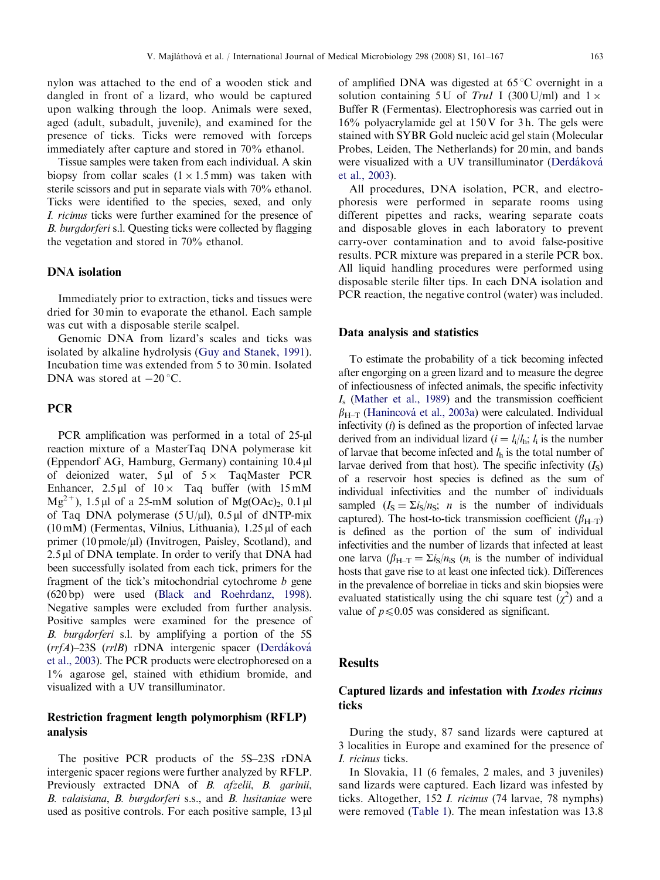nylon was attached to the end of a wooden stick and dangled in front of a lizard, who would be captured upon walking through the loop. Animals were sexed, aged (adult, subadult, juvenile), and examined for the presence of ticks. Ticks were removed with forceps immediately after capture and stored in 70% ethanol.

Tissue samples were taken from each individual. A skin biopsy from collar scales ($1 \times 1.5$ mm) was taken with sterile scissors and put in separate vials with 70% ethanol. Ticks were identified to the species, sexed, and only *I. ricinus* ticks were further examined for the presence of *B. burgdorferi* s.l. Questing ticks were collected by flagging the vegetation and stored in 70% ethanol.

## DNA isolation

Immediately prior to extraction, ticks and tissues were dried for 30 min to evaporate the ethanol. Each sample was cut with a disposable sterile scalpel.

Genomic DNA from lizard's scales and ticks was isolated by alkaline hydrolysis (Guy and Stanek, 1991). Incubation time was extended from 5 to 30 min. Isolated DNA was stored at $-20\,^{\circ}$C.

## PCR

PCR amplification was performed in a total of 25-µl reaction mixture of a MasterTaq DNA polymerase kit (Eppendorf AG, Hamburg, Germany) containing 10.4 µl of deionized water, 5 µl of 5× TaqMaster PCR Enhancer, 2.5 µl of 10× Taq buffer (with 15 mM $Mg^{2+}$), 1.5 µl of a 25-mM solution of $Mg(OAc)_2$, 0.1 µl of Taq DNA polymerase (5 U/µl), 0.5 µl of dNTP-mix (10 mM) (Fermentas, Vilnius, Lithuania), 1.25 µl of each primer (10 pmole/µl) (Invitrogen, Paisley, Scotland), and 2.5 µl of DNA template. In order to verify that DNA had been successfully isolated from each tick, primers for the fragment of the tick's mitochondrial cytochrome *b* gene (620 bp) were used (Black and Roehrdanz, 1998). Negative samples were excluded from further analysis. Positive samples were examined for the presence of *B. burgdorferi* s.l. by amplifying a portion of the 5S (*rrfA*)–23S (*rrlB*) rDNA intergenic spacer (Derdáková et al., 2003). The PCR products were electrophoresed on a 1% agarose gel, stained with ethidium bromide, and visualized with a UV transilluminator.

## Restriction fragment length polymorphism (RFLP) analysis

The positive PCR products of the 5S–23S rDNA intergenic spacer regions were further analyzed by RFLP. Previously extracted DNA of *B. afzelii*, *B. garinii*, *B. valaisiana*, *B. burgdorferi* s.s., and *B. lusitaniae* were used as positive controls. For each positive sample, 13 µl of amplified DNA was digested at $65\,^{\circ}$C overnight in a solution containing 5 U of *Tru1* I (300 U/ml) and 1× Buffer R (Fermentas). Electrophoresis was carried out in 16% polyacrylamide gel at 150 V for 3 h. The gels were stained with SYBR Gold nucleic acid gel stain (Molecular Probes, Leiden, The Netherlands) for 20 min, and bands were visualized with a UV transilluminator (Derdáková et al., 2003).

All procedures, DNA isolation, PCR, and electrophoresis were performed in separate rooms using different pipettes and racks, wearing separate coats and disposable gloves in each laboratory to prevent carry-over contamination and to avoid false-positive results. PCR mixture was prepared in a sterile PCR box. All liquid handling procedures were performed using disposable sterile filter tips. In each DNA isolation and PCR reaction, the negative control (water) was included.

## Data analysis and statistics

To estimate the probability of a tick becoming infected after engorging on a green lizard and to measure the degree of infectiousness of infected animals, the specific infectivity $I_s$ (Mather et al., 1989) and the transmission coefficient $\beta_{H-T}$ (Hanincová et al., 2003a) were calculated. Individual infectivity ($i$) is defined as the proportion of infected larvae derived from an individual lizard ($i = l_i/l_h$; $l_i$ is the number of larvae that become infected and $l_h$ is the total number of larvae derived from that host). The specific infectivity ($I_S$) of a reservoir host species is defined as the sum of individual infectivities and the number of individuals sampled ($I_S = \Sigma i_S/n_S$; $n$ is the number of individuals captured). The host-to-tick transmission coefficient ($\beta_{H-T}$) is defined as the portion of the sum of individual infectivities and the number of lizards that infected at least one larva ($\beta_{H-T} = \Sigma i_S/n_{iS}$ ($n_i$ is the number of individual hosts that gave rise to at least one infected tick). Differences in the prevalence of borreliae in ticks and skin biopsies were evaluated statistically using the chi square test ($\chi^2$) and a value of $p \leq 0.05$ was considered as significant.

# Results

## Captured lizards and infestation with *Ixodes ricinus* ticks

During the study, 87 sand lizards were captured at 3 localities in Europe and examined for the presence of *I. ricinus* ticks.

In Slovakia, 11 (6 females, 2 males, and 3 juveniles) sand lizards were captured. Each lizard was infested by ticks. Altogether, 152 *I. ricinus* (74 larvae, 78 nymphs) were removed (Table 1). The mean infestation was 13.8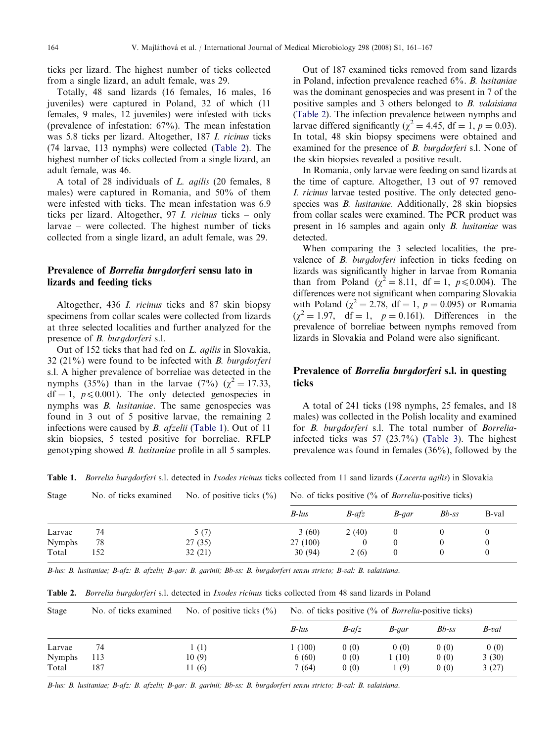ticks per lizard. The highest number of ticks collected from a single lizard, an adult female, was 29.

Totally, 48 sand lizards (16 females, 16 males, 16 juveniles) were captured in Poland, 32 of which (11 females, 9 males, 12 juveniles) were infested with ticks (prevalence of infestation: 67%). The mean infestation was 5.8 ticks per lizard. Altogether, 187 *I. ricinus* ticks (74 larvae, 113 nymphs) were collected (Table 2). The highest number of ticks collected from a single lizard, an adult female, was 46.

A total of 28 individuals of *L. agilis* (20 females, 8 males) were captured in Romania, and 50% of them were infested with ticks. The mean infestation was 6.9 ticks per lizard. Altogether, 97 *I. ricinus* ticks – only larvae – were collected. The highest number of ticks collected from a single lizard, an adult female, was 29.

## Prevalence of *Borrelia burgdorferi* sensu lato in lizards and feeding ticks

Altogether, 436 *I. ricinus* ticks and 87 skin biopsy specimens from collar scales were collected from lizards at three selected localities and further analyzed for the presence of *B. burgdorferi* s.l.

Out of 152 ticks that had fed on *L. agilis* in Slovakia, 32 (21%) were found to be infected with *B. burgdorferi* s.l. A higher prevalence of borreliae was detected in the nymphs (35%) than in the larvae (7%) ($\chi^2 = 17.33$, $df = 1$, $p \leqslant 0.001$). The only detected genospecies in nymphs was *B. lusitaniae*. The same genospecies was found in 3 out of 5 positive larvae, the remaining 2 infections were caused by *B. afzelii* (Table 1). Out of 11 skin biopsies, 5 tested positive for borreliae. RFLP genotyping showed *B. lusitaniae* profile in all 5 samples.

Out of 187 examined ticks removed from sand lizards in Poland, infection prevalence reached 6%. *B. lusitaniae* was the dominant genospecies and was present in 7 of the positive samples and 3 others belonged to *B. valaisiana* (Table 2). The infection prevalence between nymphs and larvae differed significantly ($\chi^2 = 4.45$, $df = 1$, $p = 0.03$). In total, 48 skin biopsy specimens were obtained and examined for the presence of *B. burgdorferi* s.l. None of the skin biopsies revealed a positive result.

In Romania, only larvae were feeding on sand lizards at the time of capture. Altogether, 13 out of 97 removed *I. ricinus* larvae tested positive. The only detected genospecies was *B. lusitaniae*. Additionally, 28 skin biopsies from collar scales were examined. The PCR product was present in 16 samples and again only *B. lusitaniae* was detected.

When comparing the 3 selected localities, the prevalence of *B. burgdorferi* infection in ticks feeding on lizards was significantly higher in larvae from Romania than from Poland ($\chi^2 = 8.11$, $df = 1$, $p \leqslant 0.004$). The differences were not significant when comparing Slovakia with Poland ($\chi^2 = 2.78$, $df = 1$, $p = 0.095$) or Romania ($\chi^2 = 1.97$, $df = 1$, $p = 0.161$). Differences in the prevalence of borreliae between nymphs removed from lizards in Slovakia and Poland were also significant.

## Prevalence of *Borrelia burgdorferi* s.l. in questing ticks

A total of 241 ticks (198 nymphs, 25 females, and 18 males) was collected in the Polish locality and examined for *B. burgdorferi* s.l. The total number of *Borrelia*-infected ticks was 57 (23.7%) (Table 3). The highest prevalence was found in females (36%), followed by the

**Table 1.** *Borrelia burgdorferi* s.l. detected in *Ixodes ricinus* ticks collected from 11 sand lizards (*Lacerta agilis*) in Slovakia

| Stage | No. of ticks examined | No. of positive ticks (%) | No. of ticks positive (% of *Borrelia*-positive ticks) | | | | |
|---|---|---|---|---|---|---|---|
| | | | *B-lus* | *B-afz* | *B-gar* | *Bb-ss* | B-val |
| Larvae | 74 | 5 (7) | 3 (60) | 2 (40) | 0 | 0 | 0 |
| Nymphs | 78 | 27 (35) | 27 (100) | 0 | 0 | 0 | 0 |
| Total | 152 | 32 (21) | 30 (94) | 2 (6) | 0 | 0 | 0 |

*B-lus: B. lusitaniae; B-afz: B. afzelii; B-gar: B. garinii; Bb-ss: B. burgdorferi sensu stricto; B-val: B. valaisiana.*

**Table 2.** *Borrelia burgdorferi* s.l. detected in *Ixodes ricinus* ticks collected from 48 sand lizards in Poland

| Stage | No. of ticks examined | No. of positive ticks (%) | No. of ticks positive (% of *Borrelia*-positive ticks) | | | | |
|---|---|---|---|---|---|---|---|
| | | | *B-lus* | *B-afz* | *B-gar* | *Bb-ss* | *B-val* |
| Larvae | 74 | 1 (1) | 1 (100) | 0 (0) | 0 (0) | 0 (0) | 0 (0) |
| Nymphs | 113 | 10 (9) | 6 (60) | 0 (0) | 1 (10) | 0 (0) | 3 (30) |
| Total | 187 | 11 (6) | 7 (64) | 0 (0) | 1 (9) | 0 (0) | 3 (27) |

*B-lus: B. lusitaniae; B-afz: B. afzelii; B-gar: B. garinii; Bb-ss: B. burgdorferi sensu stricto; B-val: B. valaisiana.*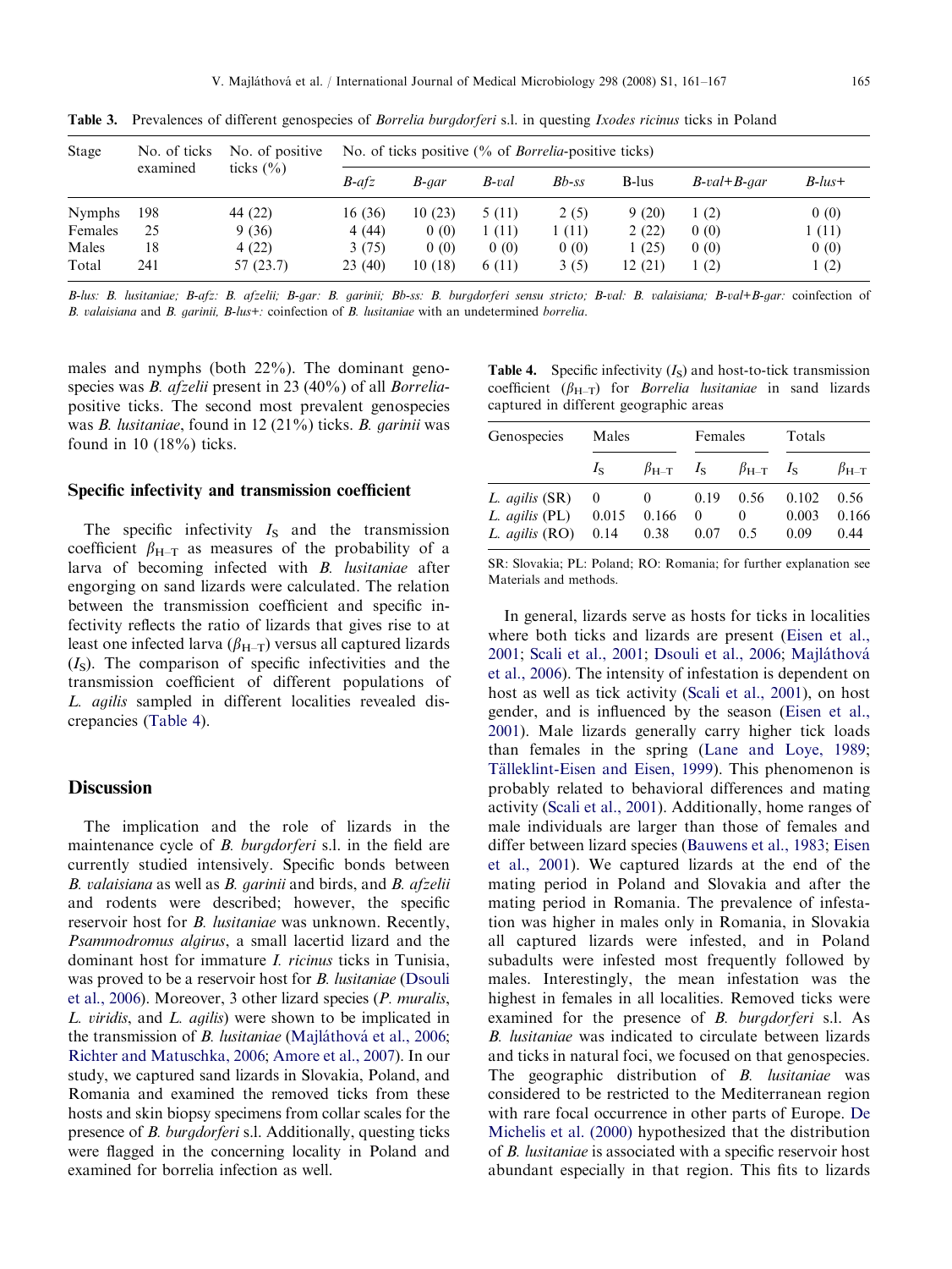**Table 3.** Prevalences of different genospecies of *Borrelia burgdorferi* s.l. in questing *Ixodes ricinus* ticks in Poland

| Stage | No. of ticks examined | No. of positive ticks (%) | No. of ticks positive (% of *Borrelia*-positive ticks) | | | | | | |
|---|---|---|---|---|---|---|---|---|---|
| | | | *B-afz* | *B-gar* | *B-val* | *Bb-ss* | B-lus | *B-val+B-gar* | *B-lus+* |
| Nymphs | 198 | 44 (22) | 16 (36) | 10 (23) | 5 (11) | 2 (5) | 9 (20) | 1 (2) | 0 (0) |
| Females | 25 | 9 (36) | 4 (44) | 0 (0) | 1 (11) | 1 (11) | 2 (22) | 0 (0) | 1 (11) |
| Males | 18 | 4 (22) | 3 (75) | 0 (0) | 0 (0) | 0 (0) | 1 (25) | 0 (0) | 0 (0) |
| Total | 241 | 57 (23.7) | 23 (40) | 10 (18) | 6 (11) | 3 (5) | 12 (21) | 1 (2) | 1 (2) |

*B-lus: B. lusitaniae; B-afz: B. afzelii; B-gar: B. garinii; Bb-ss: B. burgdorferi sensu stricto; B-val: B. valaisiana; B-val+B-gar:* coinfection of *B. valaisiana* and *B. garinii, B-lus+:* coinfection of *B. lusitaniae* with an undetermined *borrelia*.

males and nymphs (both 22%). The dominant genospecies was *B. afzelii* present in 23 (40%) of all *Borrelia*-positive ticks. The second most prevalent genospecies was *B. lusitaniae*, found in 12 (21%) ticks. *B. garinii* was found in 10 (18%) ticks.

### Specific infectivity and transmission coefficient

The specific infectivity $I_S$ and the transmission coefficient $\beta_{H-T}$ as measures of the probability of a larva of becoming infected with *B. lusitaniae* after engorging on sand lizards were calculated. The relation between the transmission coefficient and specific infectivity reflects the ratio of lizards that gives rise to at least one infected larva ($\beta_{H-T}$) versus all captured lizards ($I_S$). The comparison of specific infectivities and the transmission coefficient of different populations of *L. agilis* sampled in different localities revealed discrepancies (Table 4).

**Table 4.** Specific infectivity ($I_S$) and host-to-tick transmission coefficient ($\beta_{H-T}$) for *Borrelia lusitaniae* in sand lizards captured in different geographic areas

| Genospecies | Males | | Females | | Totals | |
|---|---|---|---|---|---|---|
| | $I_S$ | $\beta_{H-T}$ | $I_S$ | $\beta_{H-T}$ | $I_S$ | $\beta_{H-T}$ |
| *L. agilis* (SR) | 0 | 0 | 0.19 | 0.56 | 0.102 | 0.56 |
| *L. agilis* (PL) | 0.015 | 0.166 | 0 | 0 | 0.003 | 0.166 |
| *L. agilis* (RO) | 0.14 | 0.38 | 0.07 | 0.5 | 0.09 | 0.44 |

SR: Slovakia; PL: Poland; RO: Romania; for further explanation see Materials and methods.

## Discussion

The implication and the role of lizards in the maintenance cycle of *B. burgdorferi* s.l. in the field are currently studied intensively. Specific bonds between *B. valaisiana* as well as *B. garinii* and birds, and *B. afzelii* and rodents were described; however, the specific reservoir host for *B. lusitaniae* was unknown. Recently, *Psammodromus algirus*, a small lacertid lizard and the dominant host for immature *I. ricinus* ticks in Tunisia, was proved to be a reservoir host for *B. lusitaniae* (Dsouli et al., 2006). Moreover, 3 other lizard species (*P. muralis*, *L. viridis*, and *L. agilis*) were shown to be implicated in the transmission of *B. lusitaniae* (Majláthová et al., 2006; Richter and Matuschka, 2006; Amore et al., 2007). In our study, we captured sand lizards in Slovakia, Poland, and Romania and examined the removed ticks from these hosts and skin biopsy specimens from collar scales for the presence of *B. burgdorferi* s.l. Additionally, questing ticks were flagged in the concerning locality in Poland and examined for borrelia infection as well.

In general, lizards serve as hosts for ticks in localities where both ticks and lizards are present (Eisen et al., 2001; Scali et al., 2001; Dsouli et al., 2006; Majláthová et al., 2006). The intensity of infestation is dependent on host as well as tick activity (Scali et al., 2001), on host gender, and is influenced by the season (Eisen et al., 2001). Male lizards generally carry higher tick loads than females in the spring (Lane and Loye, 1989; Tälleklint-Eisen and Eisen, 1999). This phenomenon is probably related to behavioral differences and mating activity (Scali et al., 2001). Additionally, home ranges of male individuals are larger than those of females and differ between lizard species (Bauwens et al., 1983; Eisen et al., 2001). We captured lizards at the end of the mating period in Poland and Slovakia and after the mating period in Romania. The prevalence of infestation was higher in males only in Romania, in Slovakia all captured lizards were infested, and in Poland subadults were infested most frequently followed by males. Interestingly, the mean infestation was the highest in females in all localities. Removed ticks were examined for the presence of *B. burgdorferi* s.l. As *B. lusitaniae* was indicated to circulate between lizards and ticks in natural foci, we focused on that genospecies. The geographic distribution of *B. lusitaniae* was considered to be restricted to the Mediterranean region with rare focal occurrence in other parts of Europe. De Michelis et al. (2000) hypothesized that the distribution of *B. lusitaniae* is associated with a specific reservoir host abundant especially in that region. This fits to lizards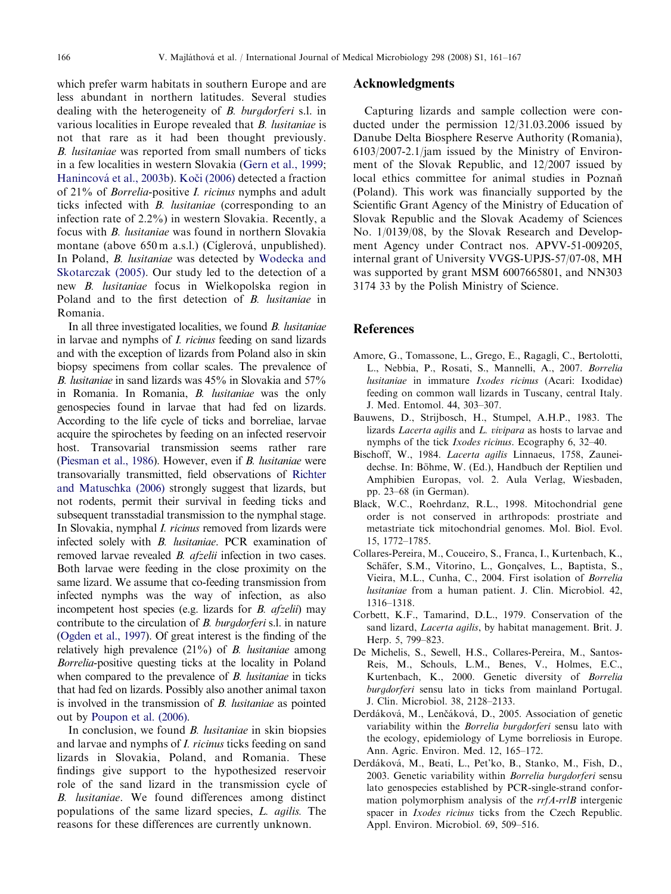which prefer warm habitats in southern Europe and are less abundant in northern latitudes. Several studies dealing with the heterogeneity of *B. burgdorferi* s.l. in various localities in Europe revealed that *B. lusitaniae* is not that rare as it had been thought previously. *B. lusitaniae* was reported from small numbers of ticks in a few localities in western Slovakia (Gern et al., 1999; Hanincová et al., 2003b). Kočí (2006) detected a fraction of 21% of *Borrelia*-positive *I. ricinus* nymphs and adult ticks infected with *B. lusitaniae* (corresponding to an infection rate of 2.2%) in western Slovakia. Recently, a focus with *B. lusitaniae* was found in northern Slovakia montane (above 650 m a.s.l.) (Cíglerová, unpublished). In Poland, *B. lusitaniae* was detected by Wodecka and Skotarczak (2005). Our study led to the detection of a new *B. lusitaniae* focus in Wielkopolska region in Poland and to the first detection of *B. lusitaniae* in Romania.

In all three investigated localities, we found *B. lusitaniae* in larvae and nymphs of *I. ricinus* feeding on sand lizards and with the exception of lizards from Poland also in skin biopsy specimens from collar scales. The prevalence of *B. lusitaniae* in sand lizards was 45% in Slovakia and 57% in Romania. In Romania, *B. lusitaniae* was the only genospecies found in larvae that had fed on lizards. According to the life cycle of ticks and borreliae, larvae acquire the spirochetes by feeding on an infected reservoir host. Transovarial transmission seems rather rare (Piesman et al., 1986). However, even if *B. lusitaniae* were transovarially transmitted, field observations of Richter and Matuschka (2006) strongly suggest that lizards, but not rodents, permit their survival in feeding ticks and subsequent transstadial transmission to the nymphal stage. In Slovakia, nymphal *I. ricinus* removed from lizards were infected solely with *B. lusitaniae*. PCR examination of removed larvae revealed *B. afzelii* infection in two cases. Both larvae were feeding in the close proximity on the same lizard. We assume that co-feeding transmission from infected nymphs was the way of infection, as also incompetent host species (e.g. lizards for *B. afzelii*) may contribute to the circulation of *B. burgdorferi* s.l. in nature (Ogden et al., 1997). Of great interest is the finding of the relatively high prevalence (21%) of *B. lusitaniae* among *Borrelia*-positive questing ticks at the locality in Poland when compared to the prevalence of *B. lusitaniae* in ticks that had fed on lizards. Possibly also another animal taxon is involved in the transmission of *B. lusitaniae* as pointed out by Poupon et al. (2006).

In conclusion, we found *B. lusitaniae* in skin biopsies and larvae and nymphs of *I. ricinus* ticks feeding on sand lizards in Slovakia, Poland, and Romania. These findings give support to the hypothesized reservoir role of the sand lizard in the transmission cycle of *B. lusitaniae*. We found differences among distinct populations of the same lizard species, *L. agilis*. The reasons for these differences are currently unknown.

## Acknowledgments

Capturing lizards and sample collection were conducted under the permission 12/31.03.2006 issued by Danube Delta Biosphere Reserve Authority (Romania), 6103/2007-2.1/jam issued by the Ministry of Environment of the Slovak Republic, and 12/2007 issued by local ethics committee for animal studies in Poznań (Poland). This work was financially supported by the Scientific Grant Agency of the Ministry of Education of Slovak Republic and the Slovak Academy of Sciences No. 1/0139/08, by the Slovak Research and Development Agency under Contract nos. APVV-51-009205, internal grant of University VVGS-UPJS-57/07-08, MH was supported by grant MSM 6007665801, and NN303 3174 33 by the Polish Ministry of Science.

## References

Amore, G., Tomassone, L., Grego, E., Ragagli, C., Bertolotti, L., Nebbia, P., Rosati, S., Mannelli, A., 2007. *Borrelia lusitaniae* in immature *Ixodes ricinus* (Acari: Ixodidae) feeding on common wall lizards in Tuscany, central Italy. J. Med. Entomol. 44, 303–307.

Bauwens, D., Strijbosch, H., Stumpel, A.H.P., 1983. The lizards *Lacerta agilis* and *L. vivipara* as hosts to larvae and nymphs of the tick *Ixodes ricinus*. Ecography 6, 32–40.

Bischoff, W., 1984. *Lacerta agilis* Linnaeus, 1758, Zauneidechse. In: Böhme, W. (Ed.), Handbuch der Reptilien und Amphibien Europas, vol. 2. Aula Verlag, Wiesbaden, pp. 23–68 (in German).

Black, W.C., Roehrdanz, R.L., 1998. Mitochondrial gene order is not conserved in arthropods: prostriate and metastriate tick mitochondrial genomes. Mol. Biol. Evol. 15, 1772–1785.

Collares-Pereira, M., Couceiro, S., Franca, I., Kurtenbach, K., Schäfer, S.M., Vitorino, L., Gonçalves, L., Baptista, S., Vieira, M.L., Cunha, C., 2004. First isolation of *Borrelia lusitaniae* from a human patient. J. Clin. Microbiol. 42, 1316–1318.

Corbett, K.F., Tamarind, D.L., 1979. Conservation of the sand lizard, *Lacerta agilis*, by habitat management. Brit. J. Herp. 5, 799–823.

De Michelis, S., Sewell, H.S., Collares-Pereira, M., Santos-Reis, M., Schouls, L.M., Benes, V., Holmes, E.C., Kurtenbach, K., 2000. Genetic diversity of *Borrelia burgdorferi* sensu lato in ticks from mainland Portugal. J. Clin. Microbiol. 38, 2128–2133.

Derdáková, M., Lenčáková, D., 2005. Association of genetic variability within the *Borrelia burgdorferi* sensu lato with the ecology, epidemiology of Lyme borreliosis in Europe. Ann. Agric. Environ. Med. 12, 165–172.

Derdáková, M., Beati, L., Pet'ko, B., Stanko, M., Fish, D., 2003. Genetic variability within *Borrelia burgdorferi* sensu lato genospecies established by PCR-single-strand conformation polymorphism analysis of the *rrfA-rrlB* intergenic spacer in *Ixodes ricinus* ticks from the Czech Republic. Appl. Environ. Microbiol. 69, 509–516.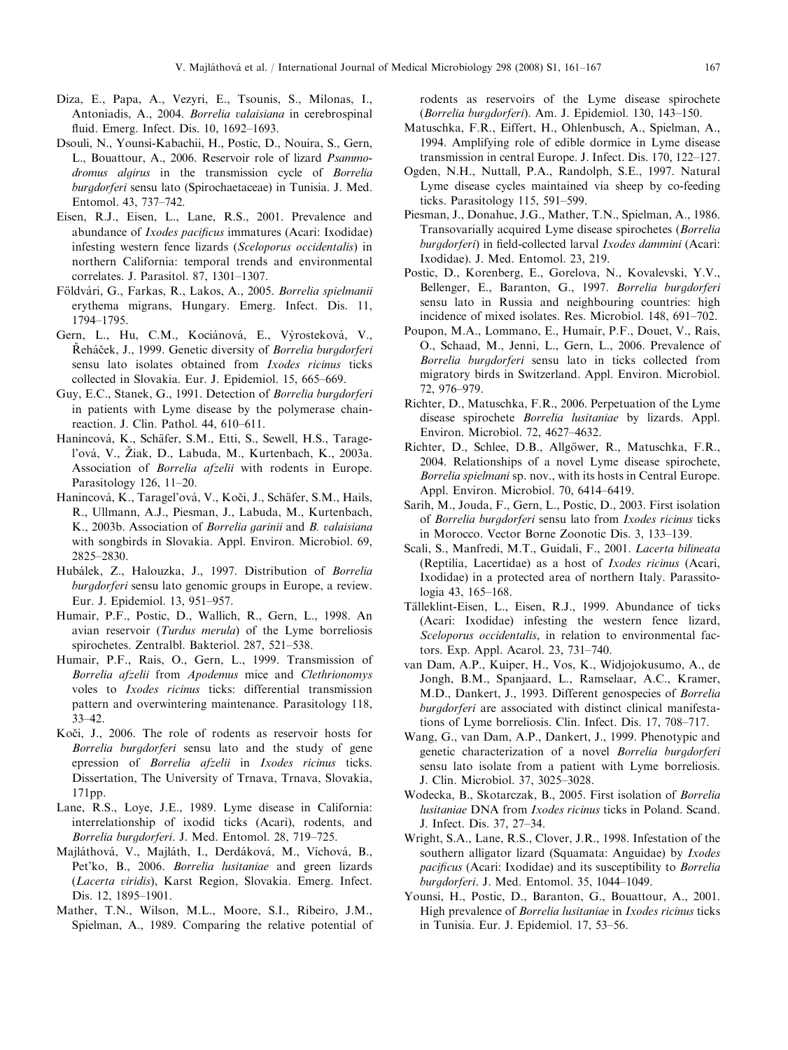Diza, E., Papa, A., Vezyri, E., Tsounis, S., Milonas, I., Antoniadis, A., 2004. *Borrelia valaisiana* in cerebrospinal fluid. Emerg. Infect. Dis. 10, 1692–1693.

Dsouli, N., Younsi-Kabachii, H., Postic, D., Nouira, S., Gern, L., Bouattour, A., 2006. Reservoir role of lizard *Psammodromus algirus* in the transmission cycle of *Borrelia burgdorferi* sensu lato (Spirochaetaceae) in Tunisia. J. Med. Entomol. 43, 737–742.

Eisen, R.J., Eisen, L., Lane, R.S., 2001. Prevalence and abundance of *Ixodes pacificus* immatures (Acari: Ixodidae) infesting western fence lizards (*Sceloporus occidentalis*) in northern California: temporal trends and environmental correlates. J. Parasitol. 87, 1301–1307.

Földvári, G., Farkas, R., Lakos, A., 2005. *Borrelia spielmanii* erythema migrans, Hungary. Emerg. Infect. Dis. 11, 1794–1795.

Gern, L., Hu, C.M., Kociánová, E., Výrosteková, V., Řeháček, J., 1999. Genetic diversity of *Borrelia burgdorferi* sensu lato isolates obtained from *Ixodes ricinus* ticks collected in Slovakia. Eur. J. Epidemiol. 15, 665–669.

Guy, E.C., Stanek, G., 1991. Detection of *Borrelia burgdorferi* in patients with Lyme disease by the polymerase chain-reaction. J. Clin. Pathol. 44, 610–611.

Hanincová, K., Schäfer, S.M., Etti, S., Sewell, H.S., Taragel'ová, V., Žiak, D., Labuda, M., Kurtenbach, K., 2003a. Association of *Borrelia afzelii* with rodents in Europe. Parasitology 126, 11–20.

Hanincová, K., Taragel'ová, V., Koči, J., Schäfer, S.M., Hails, R., Ullmann, A.J., Piesman, J., Labuda, M., Kurtenbach, K., 2003b. Association of *Borrelia garinii* and *B. valaisiana* with songbirds in Slovakia. Appl. Environ. Microbiol. 69, 2825–2830.

Hubálek, Z., Halouzka, J., 1997. Distribution of *Borrelia burgdorferi* sensu lato genomic groups in Europe, a review. Eur. J. Epidemiol. 13, 951–957.

Humair, P.F., Postic, D., Wallich, R., Gern, L., 1998. An avian reservoir (*Turdus merula*) of the Lyme borreliosis spirochetes. Zentralbl. Bakteriol. 287, 521–538.

Humair, P.F., Rais, O., Gern, L., 1999. Transmission of *Borrelia afzelii* from *Apodemus* mice and *Clethrionomys* voles to *Ixodes ricinus* ticks: differential transmission pattern and overwintering maintenance. Parasitology 118, 33–42.

Koči, J., 2006. The role of rodents as reservoir hosts for *Borrelia burgdorferi* sensu lato and the study of gene epression of *Borrelia afzelii* in *Ixodes ricinus* ticks. Dissertation, The University of Trnava, Trnava, Slovakia, 171pp.

Lane, R.S., Loye, J.E., 1989. Lyme disease in California: interrelationship of ixodid ticks (Acari), rodents, and *Borrelia burgdorferi*. J. Med. Entomol. 28, 719–725.

Majláthová, V., Majláth, I., Derdáková, M., Víchová, B., Pet'ko, B., 2006. *Borrelia lusitaniae* and green lizards (*Lacerta viridis*), Karst Region, Slovakia. Emerg. Infect. Dis. 12, 1895–1901.

Mather, T.N., Wilson, M.L., Moore, S.I., Ribeiro, J.M., Spielman, A., 1989. Comparing the relative potential of rodents as reservoirs of the Lyme disease spirochete (*Borrelia burgdorferi*). Am. J. Epidemiol. 130, 143–150.

Matuschka, F.R., Eiffert, H., Ohlenbusch, A., Spielman, A., 1994. Amplifying role of edible dormice in Lyme disease transmission in central Europe. J. Infect. Dis. 170, 122–127.

Ogden, N.H., Nuttall, P.A., Randolph, S.E., 1997. Natural Lyme disease cycles maintained via sheep by co-feeding ticks. Parasitology 115, 591–599.

Piesman, J., Donahue, J.G., Mather, T.N., Spielman, A., 1986. Transovarially acquired Lyme disease spirochetes (*Borrelia burgdorferi*) in field-collected larval *Ixodes dammini* (Acari: Ixodidae). J. Med. Entomol. 23, 219.

Postic, D., Korenberg, E., Gorelova, N., Kovalevski, Y.V., Bellenger, E., Baranton, G., 1997. *Borrelia burgdorferi* sensu lato in Russia and neighbouring countries: high incidence of mixed isolates. Res. Microbiol. 148, 691–702.

Poupon, M.A., Lommano, E., Humair, P.F., Douet, V., Rais, O., Schaad, M., Jenni, L., Gern, L., 2006. Prevalence of *Borrelia burgdorferi* sensu lato in ticks collected from migratory birds in Switzerland. Appl. Environ. Microbiol. 72, 976–979.

Richter, D., Matuschka, F.R., 2006. Perpetuation of the Lyme disease spirochete *Borrelia lusitaniae* by lizards. Appl. Environ. Microbiol. 72, 4627–4632.

Richter, D., Schlee, D.B., Allgöwer, R., Matuschka, F.R., 2004. Relationships of a novel Lyme disease spirochete, *Borrelia spielmani* sp. nov., with its hosts in Central Europe. Appl. Environ. Microbiol. 70, 6414–6419.

Sarih, M., Jouda, F., Gern, L., Postic, D., 2003. First isolation of *Borrelia burgdorferi* sensu lato from *Ixodes ricinus* ticks in Morocco. Vector Borne Zoonotic Dis. 3, 133–139.

Scali, S., Manfredi, M.T., Guidali, F., 2001. *Lacerta bilineata* (Reptilia, Lacertidae) as a host of *Ixodes ricinus* (Acari, Ixodidae) in a protected area of northern Italy. Parassitologia 43, 165–168.

Tälleklint-Eisen, L., Eisen, R.J., 1999. Abundance of ticks (Acari: Ixodidae) infesting the western fence lizard, *Sceloporus occidentalis*, in relation to environmental factors. Exp. Appl. Acarol. 23, 731–740.

van Dam, A.P., Kuiper, H., Vos, K., Widjojokusumo, A., de Jongh, B.M., Spanjaard, L., Ramselaar, A.C., Kramer, M.D., Dankert, J., 1993. Different genospecies of *Borrelia burgdorferi* are associated with distinct clinical manifestations of Lyme borreliosis. Clin. Infect. Dis. 17, 708–717.

Wang, G., van Dam, A.P., Dankert, J., 1999. Phenotypic and genetic characterization of a novel *Borrelia burgdorferi* sensu lato isolate from a patient with Lyme borreliosis. J. Clin. Microbiol. 37, 3025–3028.

Wodecka, B., Skotarczak, B., 2005. First isolation of *Borrelia lusitaniae* DNA from *Ixodes ricinus* ticks in Poland. Scand. J. Infect. Dis. 37, 27–34.

Wright, S.A., Lane, R.S., Clover, J.R., 1998. Infestation of the southern alligator lizard (Squamata: Anguidae) by *Ixodes pacificus* (Acari: Ixodidae) and its susceptibility to *Borrelia burgdorferi*. J. Med. Entomol. 35, 1044–1049.

Younsi, H., Postic, D., Baranton, G., Bouattour, A., 2001. High prevalence of *Borrelia lusitaniae* in *Ixodes ricinus* ticks in Tunisia. Eur. J. Epidemiol. 17, 53–56.